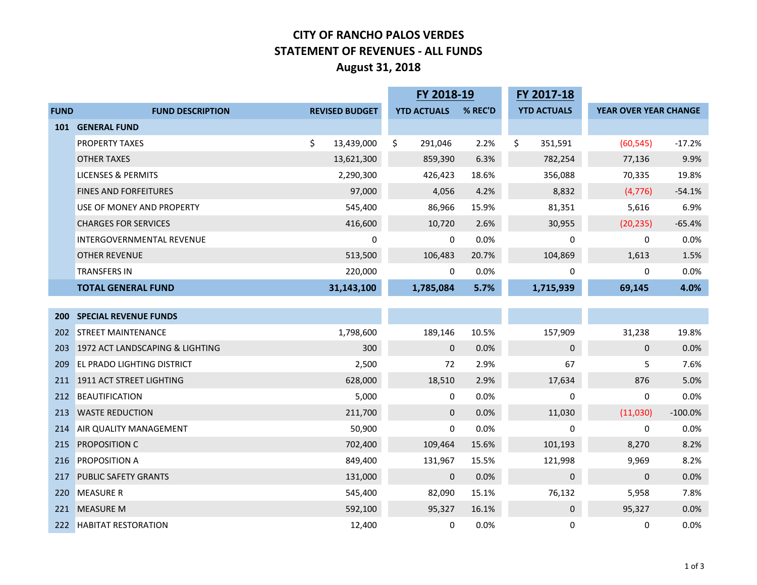# CITY OF RANCHO PALOS VERDES
## STATEMENT OF REVENUES - ALL FUNDS
### August 31, 2018

| | | | FY 2018-19 | | FY 2017-18 | | |
|---|---|---|---|---|---|---|---|
| **FUND** | **FUND DESCRIPTION** | **REVISED BUDGET** | **YTD ACTUALS** | **% REC'D** | **YTD ACTUALS** | **YEAR OVER YEAR CHANGE** | |
| **101** | **GENERAL FUND** | | | | | | |
| | PROPERTY TAXES | $ 13,439,000 | $ 291,046 | 2.2% | $ 351,591 | (60,545) | -17.2% |
| | OTHER TAXES | 13,621,300 | 859,390 | 6.3% | 782,254 | 77,136 | 9.9% |
| | LICENSES & PERMITS | 2,290,300 | 426,423 | 18.6% | 356,088 | 70,335 | 19.8% |
| | FINES AND FORFEITURES | 97,000 | 4,056 | 4.2% | 8,832 | (4,776) | -54.1% |
| | USE OF MONEY AND PROPERTY | 545,400 | 86,966 | 15.9% | 81,351 | 5,616 | 6.9% |
| | CHARGES FOR SERVICES | 416,600 | 10,720 | 2.6% | 30,955 | (20,235) | -65.4% |
| | INTERGOVERNMENTAL REVENUE | 0 | 0 | 0.0% | 0 | 0 | 0.0% |
| | OTHER REVENUE | 513,500 | 106,483 | 20.7% | 104,869 | 1,613 | 1.5% |
| | TRANSFERS IN | 220,000 | 0 | 0.0% | 0 | 0 | 0.0% |
| | **TOTAL GENERAL FUND** | **31,143,100** | **1,785,084** | **5.7%** | **1,715,939** | **69,145** | **4.0%** |
| | | | | | | | |
| **200** | **SPECIAL REVENUE FUNDS** | | | | | | |
| 202 | STREET MAINTENANCE | 1,798,600 | 189,146 | 10.5% | 157,909 | 31,238 | 19.8% |
| 203 | 1972 ACT LANDSCAPING & LIGHTING | 300 | 0 | 0.0% | 0 | 0 | 0.0% |
| 209 | EL PRADO LIGHTING DISTRICT | 2,500 | 72 | 2.9% | 67 | 5 | 7.6% |
| 211 | 1911 ACT STREET LIGHTING | 628,000 | 18,510 | 2.9% | 17,634 | 876 | 5.0% |
| 212 | BEAUTIFICATION | 5,000 | 0 | 0.0% | 0 | 0 | 0.0% |
| 213 | WASTE REDUCTION | 211,700 | 0 | 0.0% | 11,030 | (11,030) | -100.0% |
| 214 | AIR QUALITY MANAGEMENT | 50,900 | 0 | 0.0% | 0 | 0 | 0.0% |
| 215 | PROPOSITION C | 702,400 | 109,464 | 15.6% | 101,193 | 8,270 | 8.2% |
| 216 | PROPOSITION A | 849,400 | 131,967 | 15.5% | 121,998 | 9,969 | 8.2% |
| 217 | PUBLIC SAFETY GRANTS | 131,000 | 0 | 0.0% | 0 | 0 | 0.0% |
| 220 | MEASURE R | 545,400 | 82,090 | 15.1% | 76,132 | 5,958 | 7.8% |
| 221 | MEASURE M | 592,100 | 95,327 | 16.1% | 0 | 95,327 | 0.0% |
| 222 | HABITAT RESTORATION | 12,400 | 0 | 0.0% | 0 | 0 | 0.0% |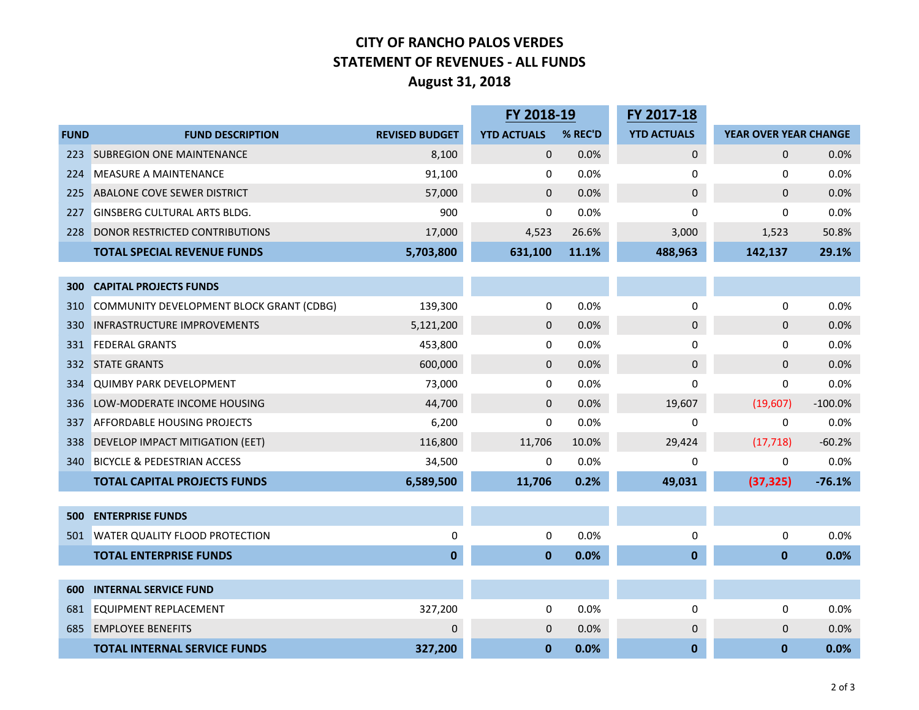# CITY OF RANCHO PALOS VERDES
## STATEMENT OF REVENUES - ALL FUNDS
### August 31, 2018

| | | | FY 2018-19 | | FY 2017-18 | | |
|---|---|---|---|---|---|---|---|
| FUND | FUND DESCRIPTION | REVISED BUDGET | YTD ACTUALS | % REC'D | YTD ACTUALS | YEAR OVER YEAR CHANGE | |
| 223 | SUBREGION ONE MAINTENANCE | 8,100 | 0 | 0.0% | 0 | 0 | 0.0% |
| 224 | MEASURE A MAINTENANCE | 91,100 | 0 | 0.0% | 0 | 0 | 0.0% |
| 225 | ABALONE COVE SEWER DISTRICT | 57,000 | 0 | 0.0% | 0 | 0 | 0.0% |
| 227 | GINSBERG CULTURAL ARTS BLDG. | 900 | 0 | 0.0% | 0 | 0 | 0.0% |
| 228 | DONOR RESTRICTED CONTRIBUTIONS | 17,000 | 4,523 | 26.6% | 3,000 | 1,523 | 50.8% |
| | **TOTAL SPECIAL REVENUE FUNDS** | **5,703,800** | **631,100** | **11.1%** | **488,963** | **142,137** | **29.1%** |
| **300** | **CAPITAL PROJECTS FUNDS** | | | | | | |
| 310 | COMMUNITY DEVELOPMENT BLOCK GRANT (CDBG) | 139,300 | 0 | 0.0% | 0 | 0 | 0.0% |
| 330 | INFRASTRUCTURE IMPROVEMENTS | 5,121,200 | 0 | 0.0% | 0 | 0 | 0.0% |
| 331 | FEDERAL GRANTS | 453,800 | 0 | 0.0% | 0 | 0 | 0.0% |
| 332 | STATE GRANTS | 600,000 | 0 | 0.0% | 0 | 0 | 0.0% |
| 334 | QUIMBY PARK DEVELOPMENT | 73,000 | 0 | 0.0% | 0 | 0 | 0.0% |
| 336 | LOW-MODERATE INCOME HOUSING | 44,700 | 0 | 0.0% | 19,607 | (19,607) | -100.0% |
| 337 | AFFORDABLE HOUSING PROJECTS | 6,200 | 0 | 0.0% | 0 | 0 | 0.0% |
| 338 | DEVELOP IMPACT MITIGATION (EET) | 116,800 | 11,706 | 10.0% | 29,424 | (17,718) | -60.2% |
| 340 | BICYCLE & PEDESTRIAN ACCESS | 34,500 | 0 | 0.0% | 0 | 0 | 0.0% |
| | **TOTAL CAPITAL PROJECTS FUNDS** | **6,589,500** | **11,706** | **0.2%** | **49,031** | **(37,325)** | **-76.1%** |
| **500** | **ENTERPRISE FUNDS** | | | | | | |
| 501 | WATER QUALITY FLOOD PROTECTION | 0 | 0 | 0.0% | 0 | 0 | 0.0% |
| | **TOTAL ENTERPRISE FUNDS** | **0** | **0** | **0.0%** | **0** | **0** | **0.0%** |
| **600** | **INTERNAL SERVICE FUND** | | | | | | |
| 681 | EQUIPMENT REPLACEMENT | 327,200 | 0 | 0.0% | 0 | 0 | 0.0% |
| 685 | EMPLOYEE BENEFITS | 0 | 0 | 0.0% | 0 | 0 | 0.0% |
| | **TOTAL INTERNAL SERVICE FUNDS** | **327,200** | **0** | **0.0%** | **0** | **0** | **0.0%** |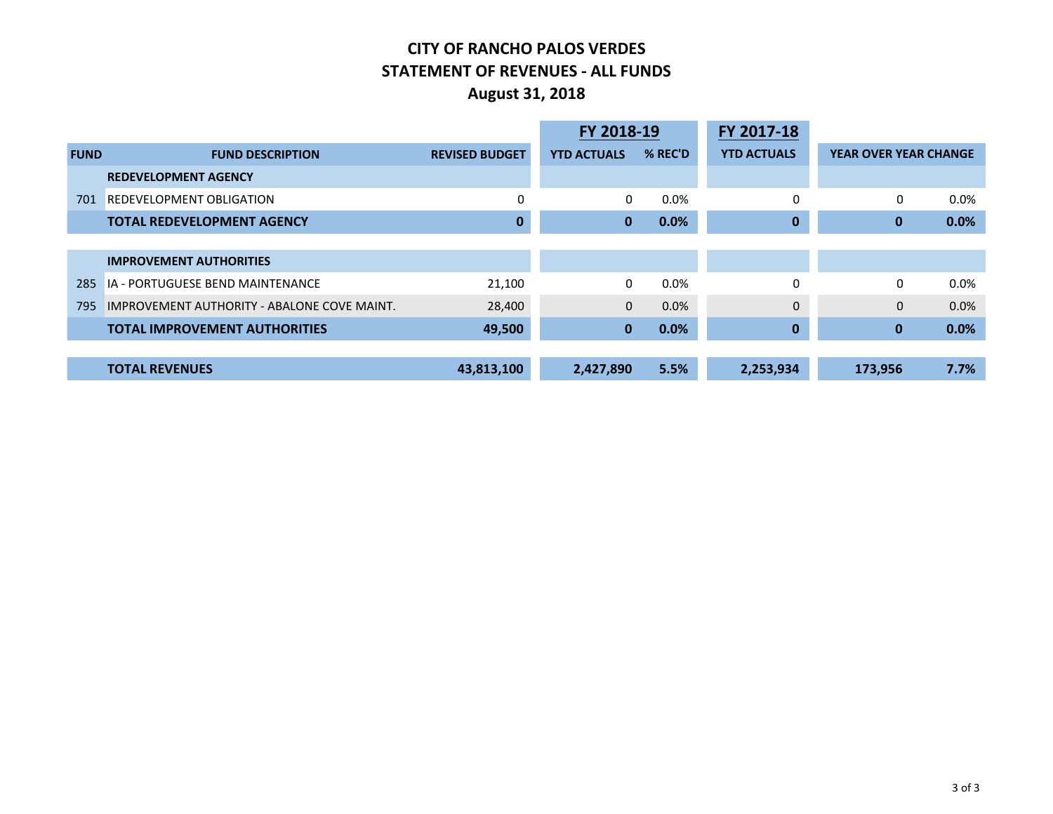# CITY OF RANCHO PALOS VERDES
## STATEMENT OF REVENUES - ALL FUNDS
### August 31, 2018

| | | | FY 2018-19 | | FY 2017-18 | | |
|---|---|---|---|---|---|---|---|
| **FUND** | **FUND DESCRIPTION** | **REVISED BUDGET** | **YTD ACTUALS** | **% REC'D** | **YTD ACTUALS** | **YEAR OVER YEAR CHANGE** | |
| | **REDEVELOPMENT AGENCY** | | | | | | |
| 701 | REDEVELOPMENT OBLIGATION | 0 | 0 | 0.0% | 0 | 0 | 0.0% |
| | **TOTAL REDEVELOPMENT AGENCY** | **0** | **0** | **0.0%** | **0** | **0** | **0.0%** |
| | | | | | | | |
| | **IMPROVEMENT AUTHORITIES** | | | | | | |
| 285 | IA - PORTUGUESE BEND MAINTENANCE | 21,100 | 0 | 0.0% | 0 | 0 | 0.0% |
| 795 | IMPROVEMENT AUTHORITY - ABALONE COVE MAINT. | 28,400 | 0 | 0.0% | 0 | 0 | 0.0% |
| | **TOTAL IMPROVEMENT AUTHORITIES** | **49,500** | **0** | **0.0%** | **0** | **0** | **0.0%** |
| | | | | | | | |
| | **TOTAL REVENUES** | **43,813,100** | **2,427,890** | **5.5%** | **2,253,934** | **173,956** | **7.7%** |